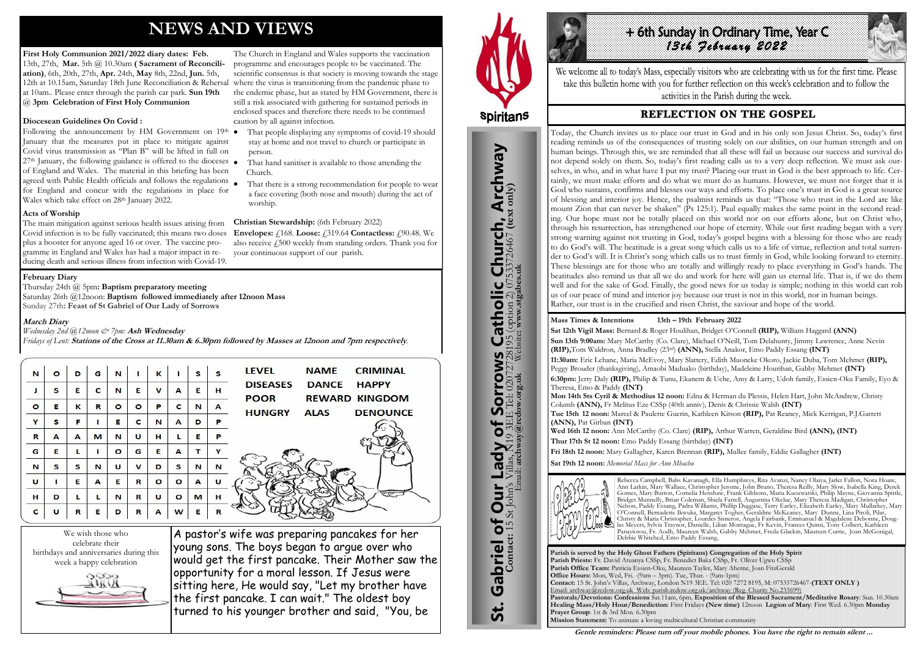# NEWS AND VIEWS

**First Holy Communion 2021/2022 diary dates: Feb.** 13th, 27th, **Mar.** 5th @ 10.30am **( Sacrament of Reconciliation)**, 6th, 20th, 27th, **Apr.** 24th, **May** 8th, 22nd, **Jun.** 5th, 12th at 10.15am, Saturday 18th June Reconciliation & Rehersal at 10am.. Please enter through the parish car park. **Sun 19th @ 3pm Celebration of First Holy Communion**

**Diocesan Guidelines On Covid :**

Following the announcement by HM Government on 19th January that the measures put in place to mitigate against Covid virus transmission as "Plan B" will be lifted in full on 27th January, the following guidance is offered to the dioceses of England and Wales. The material in this briefing has been agreed with Public Health officials and follows the regulations for England and concur with the regulations in place for Wales which take effect on 28th January 2022.

**Acts of Worship**

The main mitigation against serious health issues arising from Covid infection is to be fully vaccinated; this means two doses plus a booster for anyone aged 16 or over. The vaccine programme in England and Wales has had a major impact in reducing death and serious illness from infection with Covid-19.

The Church in England and Wales supports the vaccination programme and encourages people to be vaccinated. The scientific consensus is that society is moving towards the stage where the virus is transitioning from the pandemic phase to the endemic phase, but as stated by HM Government, there is still a risk associated with gathering for sustained periods in enclosed spaces and therefore there needs to be continued caution by all against infection.

- That people displaying any symptoms of covid-19 should stay at home and not travel to church or participate in person.
- That hand sanitiser is available to those attending the Church.
- That there is a strong recommendation for people to wear a face covering (both nose and mouth) during the act of worship.

**Christian Stewardship:** (6th February 2022)
**Envelopes:** £168. **Loose:** £319.64 **Contactless:** £90.48. We also receive £500 weekly from standing orders. Thank you for your continuous support of our parish.

**February Diary**

Thursday 24th @ 5pm: **Baptism preparatory meeting**
Saturday 26th @12noon: **Baptism followed immediately after 12noon Mass**
Sunday 27th: **Feast of St Gabriel of Our Lady of Sorrows**

***March Diary***

*Wednesday 2nd @12noon & 7pm:* ***Ash Wednesday***
*Fridays of Lent:* ***Stations of the Cross at 11.30am & 6.30pm followed by Masses at 12noon and 7pm respectively.***

| N | O | D | G | N | I | K | I | S | S |
|---|---|---|---|---|---|---|---|---|---|
| J | S | E | C | N | E | V | A | E | H |
| O | E | K | R | O | O | P | C | N | A |
| Y | S | F | I | E | C | N | A | D | P |
| R | A | A | M | N | U | H | L | E | P |
| G | E | L | I | O | G | E | A | T | Y |
| N | S | S | N | U | V | D | S | N | N |
| U | I | E | A | E | R | O | O | A | U |
| H | D | L | L | N | R | U | O | M | H |
| C | U | R | E | D | R | A | W | E | R |

LEVEL NAME CRIMINAL
DISEASES DANCE HAPPY
POOR REWARD KINGDOM
HUNGRY ALAS DENOUNCE

We wish those who celebrate their birthdays and anniversaries during this week a happy celebration

A pastor's wife was preparing pancakes for her young sons. The boys began to argue over who would get the first pancake. Their Mother saw the opportunity for a moral lesson. If Jesus were sitting here, He would say, "Let my brother have the first pancake. I can wait." The oldest boy turned to his younger brother and said, "You, be

Spiritans

# St. Gabriel of Our Lady of Sorrows Catholic Church, Archway

**Contact:** 15 St John's Villas, N19 3EE Tel: 02072728195 (option 2) 07533726467 **(text only)**
Email: **archway@rcdow.org.uk** Website: **www.stgabes.uk**

# + 6th Sunday in Ordinary Time, Year C
## *13th February 2022*

We welcome all to today's Mass, especially visitors who are celebrating with us for the first time. Please take this bulletin home with you for further reflection on this week's celebration and to follow the activities in the Parish during the week.

## REFLECTION ON THE GOSPEL

Today, the Church invites us to place our trust in God and in his only son Jesus Christ. So, today's first reading reminds us of the consequences of trusting solely on our abilities, on our human strength and on human beings. Through this, we are reminded that all these will fail us because our success and survival do not depend solely on them. So, today's first reading calls us to a very deep reflection. We must ask ourselves, in who, and in what have I put my trust? Placing our trust in God is the best approach to life. Certainly, we must make efforts and do what we must do as humans. However, we must not forget that it is God who sustains, confirms and blesses our ways and efforts. To place one's trust in God is a great source of blessing and interior joy. Hence, the psalmist reminds us that: "Those who trust in the Lord are like mount Zion that can never be shaken" (Ps 125:1). Paul equally makes the same point in the second reading. Our hope must not be totally placed on this world nor on our efforts alone, but on Christ who, through his resurrection, has strengthened our hope of eternity. While our first reading began with a very strong warning against not trusting in God, today's gospel begins with a blessing for those who are ready to do God's will. The beatitude is a great song which calls us to a life of virtue, reflection and total surrender to God's will. It is Christ's song which calls us to trust firmly in God, while looking forward to eternity. These blessings are for those who are totally and willingly ready to place everything in God's hands. The beatitudes also remind us that all we do and work for here will gain us eternal life. That is, if we do them well and for the sake of God. Finally, the good news for us today is simple; nothing in this world can rob us of our peace of mind and interior joy because our trust is not in this world, nor in human beings. Rather, our trust is in the crucified and risen Christ, the saviour and hope of the world.

**Mass Times & Intentions 13th – 19th February 2022**

**Sat 12th Vigil Mass:** Bernard & Roger Houlihan, Bridget O'Connell **(RIP),** William Haggard **(ANN)**

**Sun 13th 9:00am:** Mary McCarthy (Co. Clare), Michael O'Neill, Tom Delahunty, Jimmy Lawrence, Anne Nevin **(RIP),**Tom Waldron, Anna Bradley (23rd) **(ANN),** Stella Anakor, Emo Paddy Essang **(INT)**

**11:30am:** Eric Lehane, Maria McEvoy, Mary Slattery, Edith Muoneke Okoro, Jackie Duba, Tom Mehmet **(RIP),** Peggy Brouder (thanksgiving), Amaobi Maduako (birthday), Madeleine Hourihan, Gabby Mehmet **(INT)**

**6:30pm:** Jerry Daly **(RIP),** Philip & Tunu, Ekanem & Uche, Amy & Larry, Udoh family, Essien-Oku Family, Eyo & Theresa, Emo & Paddy **(INT)**

**Mon 14th Sts Cyril & Methodius 12 noon:** Edna & Herman du Plessis, Helen Hart, John McAndrew, Christy Columb **(ANN),** Fr Melitus Eze CSSp (40th anniv), Denis & Chrissie Walsh **(INT)**

**Tue 15th 12 noon:** Marcel & Paulette Guerin, Kathleen Kitson **(RIP),** Pat Reaney, Mick Kerrigan, P.J.Garrett **(ANN),** Pat Girban **(INT)**

**Wed 16th 12 noon:** Ann McCarthy (Co. Clare) **(RIP),** Arthur Warren, Geraldine Bird **(ANN), (INT)**

**Thur 17th St 12 noon:** Emo Paddy Essang (birthday) **(INT)**

**Fri 18th 12 noon:** Mary Gallagher, Karen Brennan **(RIP),** Mullee family, Eddie Gallagher **(INT)**

**Sat 19th 12 noon:** *Memorial Mass for Ann Mbachu*

Please Pray for...

Rebecca Campbell, Babs Kavanagh, Ella Humphreys, Rita Avanzi, Nancy Olaiya, Jarlet Fallon, Nora Hoare, Ann Larkin, Mary Wallace, Christopher Jerome, John Bruno, Theresa Reilly, Mary Slow, Isabella King, Derek Gomes, Mary Burton, Cornelia Henshaw, Frank Gibbons, Maria Kuozwatski, Philip Mayne, Giovanna Spittle, Bridget Munnelly, Brian Coleman, Shiela Farrell, Augustina Okelue, Mary Theresa Madigan, Christopher Nelson, Paddy Essang, Padra Williams, Phillip Duggase, Terry Earley, Elizabeth Earley, Mary Mullarkey, Mary O'Connell, Bernadette Ikwuka, Margaret Togher, Geraldine McKeaney, Mary Dunne, Lina Piroli, Pilar, Christy & Maria Christopher, Lourdes Sisneros, Angela Fairbank, Emmanuel & Magdalene Debonne, Douglas Meyers, Sylvia Traynor, Danielle, Lilian Montague, Fr Kevin, Frances Quinn, Tony Colbert, Kathleen Panayiotou, Fr. Aodh, Maureen Walsh, Gabby Mehmet, Freda Glackin, Maureen Currie, Joan McGonigal, Debbie Whitehed, Emo Paddy Essang,

**Parish is served by the Holy Ghost Fathers (Spiritans) Congregation of the Holy Spirit**
**Parish Priests:** Fr. David Atuanya CSSp, Fr. Benedict Baka CSSp, Fr. Oliver Ugwu CSSp
**Parish Office Team:** Patricia Essien-Oku, Maureen Tayler, Mary Aherne, Joan FitzGerald
**Office Hours:** Mon, Wed, Fri. -(9am – 3pm) Tue, Thur. - (9am-1pm)
**Contact:** 15 St. John's Villas, Archway, London N19 3EE. Tel: 020 7272 8195, M: 07533726467 **(TEXT ONLY )**
Email: archway@rcdow.org.uk Web: parish.rcdow.org.uk/archway (Reg. Charity No 233699)
**Pastorals/Devotions: Confessions** Sat 11am, 6pm, **Exposition of the Blessed Sacrament/Meditative Rosary**: Sun. 10.30am **Healing Mass/Holy Hour/Benediction:** First Fridays **(New time)** 12noon **Legion of Mary:** First Wed. 6.30pm **Monday Prayer Group**: 1st & 3rd Mon. 6.30pm
**Mission Statement:** To animate a loving multicultural Christian community

***Gentle reminders: Please turn off your mobile phones. You have the right to remain silent ...***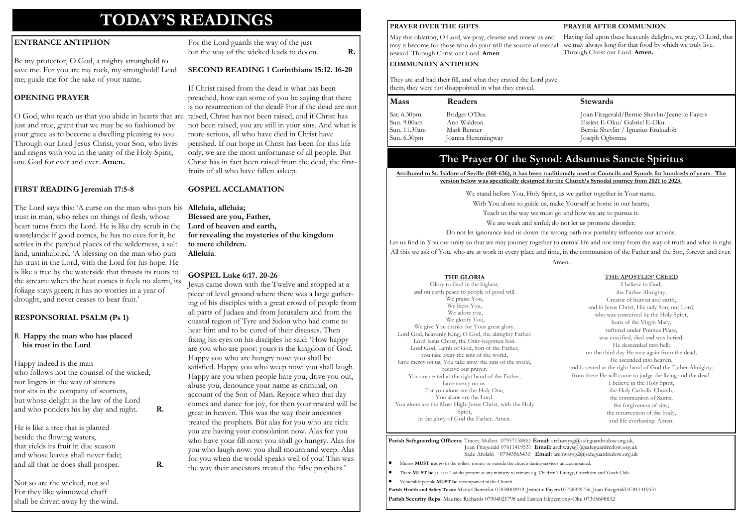# TODAY'S READINGS

## ENTRANCE ANTIPHON

Be my protector, O God, a mighty stronghold to save me. For you are my rock, my stronghold! Lead me; guide me for the sake of your name.

## OPENING PRAYER

O God, who teach us that you abide in hearts that are just and true, grant that we may be so fashioned by your grace as to become a dwelling pleasing to you. Through our Lord Jesus Christ, your Son, who lives and reigns with you in the unity of the Holy Spirit, one God for ever and ever. **Amen.**

## FIRST READING Jeremiah 17:5-8

The Lord says this: 'A curse on the man who puts his trust in man, who relies on things of flesh, whose heart turns from the Lord. He is like dry scrub in the wastelands: if good comes, he has no eyes for it, he settles in the parched places of the wilderness, a salt land, uninhabited. 'A blessing on the man who puts his trust in the Lord, with the Lord for his hope. He is like a tree by the waterside that thrusts its roots to the stream: when the heat comes it feels no alarm, its foliage stays green; it has no worries in a year of drought, and never ceases to bear fruit.'

## RESPONSORIAL PSALM (Ps 1)

R. **Happy the man who has placed his trust in the Lord**

Happy indeed is the man
who follows not the counsel of the wicked;
nor lingers in the way of sinners
nor sits in the company of scorners,
but whose delight is the law of the Lord
and who ponders his lay day and night. **R.**

He is like a tree that is planted
beside the flowing waters,
that yields its fruit in due season
and whose leaves shall never fade;
and all that he does shall prosper. **R.**

Not so are the wicked, not so!
For they like winnowed chaff
shall be driven away by the wind.
For the Lord guards the way of the just
but the way of the wicked leads to doom. **R.**

## SECOND READING 1 Corinthians 15:12. 16-20

If Christ raised from the dead is what has been preached, how can some of you be saying that there is no resurrection of the dead? For if the dead are not raised, Christ has not been raised, and if Christ has not been raised, you are still in your sins. And what is more serious, all who have died in Christ have perished. If our hope in Christ has been for this life only, we are the most unfortunate of all people. But Christ has in fact been raised from the dead, the first-fruits of all who have fallen asleep.

## GOSPEL ACCLAMATION

**Alleluia, alleluia;**
**Blessed are you, Father,**
**Lord of heaven and earth,**
**for revealing the mysteries of the kingdom**
**to mere children.**
**Alleluia**.

## GOSPEL Luke 6:17. 20-26

Jesus came down with the Twelve and stopped at a piece of level ground where there was a large gathering of his disciples with a great crowd of people from all parts of Judaea and from Jerusalem and from the coastal region of Tyre and Sidon who had come to hear him and to be cured of their diseases. Then fixing his eyes on his disciples he said: 'How happy are you who are poor: yours is the kingdom of God. Happy you who are hungry now: you shall be satisfied. Happy you who weep now: you shall laugh. Happy are you when people hate you, drive you out, abuse you, denounce your name as criminal, on account of the Son of Man. Rejoice when that day comes and dance for joy, for then your reward will be great in heaven. This was the way their ancestors treated the prophets. But alas for you who are rich: you are having your consolation now. Alas for you who have your fill now: you shall go hungry. Alas for you who laugh now: you shall mourn and weep. Alas for you when the world speaks well of you! This was the way their ancestors treated the false prophets.'

## PRAYER OVER THE GIFTS

May this oblation, O Lord, we pray, cleanse and renew us and may it become for those who do your will the source of eternal reward. Through Christ our Lord. **Amen**

## COMMUNION ANTIPHON

They ate and had their fill, and what they craved the Lord gave them, they were not disappointed in what they craved.

## PRAYER AFTER COMMUNION

Having fed upon these heavenly delights, we pray, O Lord, that we may always long for that food by which we truly live. Through Christ our Lord. **Amen.**

| Mass | Readers | Stewards |
|---|---|---|
| Sat. 6.30pm | Bridget O'Dea | Joan Fitzgerald/Bernie Shevlin/Jeanette Fayers |
| Sun. 9.00am | Ann Waldron | Essien E-Oku/ Gabriel E-Oku |
| Sun. 11.30am | Mark Renner | Bernie Shevlin / Ignatius Etukudoh |
| Sun. 6.30pm | Joanna Hemmingway | Joseph Ogbonna |

# The Prayer Of the Synod: Adsumus Sancte Spiritus

**Attributed to St. Isidore of Seville (560-636), it has been traditionally used at Councils and Synods for hundreds of years. The version below was specifically designed for the Church's Synodal journey from 2021 to 2023.**

We stand before You, Holy Spirit, as we gather together in Your name.
With You alone to guide us, make Yourself at home in our hearts;
Teach us the way we must go and how we are to pursue it.
We are weak and sinful; do not let us promote disorder.
Do not let ignorance lead us down the wrong path nor partiality influence our actions.
Let us find in You our unity so that we may journey together to eternal life and not stray from the way of truth and what is right.
All this we ask of You, who are at work in every place and time, in the communion of the Father and the Son, forever and ever.
Amen.

### THE GLORIA

Glory to God in the highest,
and on earth peace to people of good will.
We praise You,
We bless You,
We adore you,
We glorify You,
We give You thanks for Your great glory.
Lord God, heavenly King, O God, the almighty Father.
Lord Jesus Christ, the Only-begotten Son.
Lord God, Lamb of God, Son of the Father,
you take away the sins of the world,
have mercy on us; You take away the sins of the world,
receive our prayer.
You are seated at the right hand of the Father,
have mercy on us.
For you alone are the Holy One,
You alone are the Lord.
You alone are the Most High. Jesus Christ, with the Holy Spirit,
in the glory of God the Father. Amen.

### THE APOSTLES' CREED

I believe in God,
the Father Almighty,
Creator of heaven and earth,
and in Jesus Christ, His only Son, our Lord,
who was conceived by the Holy Spirit,
born of the Virgin Mary,
suffered under Pontius Pilate,
was crucified, died and was buried;
He descended into hell;
on the third day He rose again from the dead;
He ascended into heaven,
and is seated at the right hand of God the Father Almighty;
from there He will come to judge the living and the dead.
I believe in the Holy Spirit,
the Holy Catholic Church,
the communion of Saints,
the forgiveness of sins,
the resurrection of the body,
and life everlasting. Amen.

**Parish Safeguarding Officers:** Tracey Mullett 07957158861 **Email:** archwaysg@safeguardrcdow.org.uk,
Joan Fitzgerald 07811419531 **Email:** archwaysg1@safeguardrcdow.org.uk
Sade Afolabi 07943565430 **Email:** archwaysg2@safeguardrcdow.org.uk

- Minors **MUST not** go to the toilets, rooms, or outside the church during services unaccompanied.
- There **MUST be** at least 2 adults present at any ministry to minors e.g. Children's Liturgy, Catechism and Youth Club.
- Vulnerable people **MUST be** accompanied in the Church.

**Parish Health and Safety Team:** Maria Okereafor 07830000919, Jeanette Fayers 07738929756, Joan Fitzgerald 07811419531

**Parish Security Reps**: Maurice Richards 07904021798 and Essien Ekpenyong-Oku 07305608832